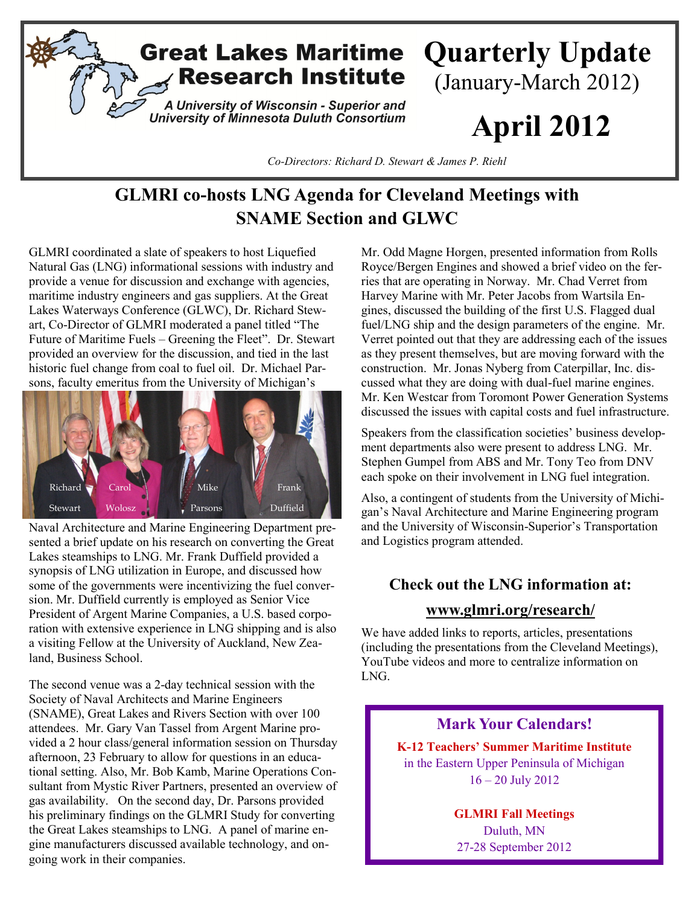# Great Lakes Maritime Research Institute

*A University of Wisconsin - Superior and University of Minnesota Duluth Consortium*

# Quarterly Update

(January-March 2012)

# April 2012

*Co-Directors: Richard D. Stewart & James P. Riehl*

## GLMRI co-hosts LNG Agenda for Cleveland Meetings with SNAME Section and GLWC

GLMRI coordinated a slate of speakers to host Liquefied Natural Gas (LNG) informational sessions with industry and provide a venue for discussion and exchange with agencies, maritime industry engineers and gas suppliers. At the Great Lakes Waterways Conference (GLWC), Dr. Richard Stewart, Co-Director of GLMRI moderated a panel titled "The Future of Maritime Fuels – Greening the Fleet". Dr. Stewart provided an overview for the discussion, and tied in the last historic fuel change from coal to fuel oil. Dr. Michael Parsons, faculty emeritus from the University of Michigan's Naval Architecture and Marine Engineering Department presented a brief update on his research on converting the Great Lakes steamships to LNG. Mr. Frank Duffield provided a synopsis of LNG utilization in Europe, and discussed how some of the governments were incentivizing the fuel conversion. Mr. Duffield currently is employed as Senior Vice President of Argent Marine Companies, a U.S. based corporation with extensive experience in LNG shipping and is also a visiting Fellow at the University of Auckland, New Zealand, Business School.

Richard Stewart, Carol Wolosz, Mike Parsons, Frank Duffield

The second venue was a 2-day technical session with the Society of Naval Architects and Marine Engineers (SNAME), Great Lakes and Rivers Section with over 100 attendees. Mr. Gary Van Tassel from Argent Marine provided a 2 hour class/general information session on Thursday afternoon, 23 February to allow for questions in an educational setting. Also, Mr. Bob Kamb, Marine Operations Consultant from Mystic River Partners, presented an overview of gas availability. On the second day, Dr. Parsons provided his preliminary findings on the GLMRI Study for converting the Great Lakes steamships to LNG. A panel of marine engine manufacturers discussed available technology, and ongoing work in their companies.

Mr. Odd Magne Horgen, presented information from Rolls Royce/Bergen Engines and showed a brief video on the ferries that are operating in Norway. Mr. Chad Verret from Harvey Marine with Mr. Peter Jacobs from Wartsila Engines, discussed the building of the first U.S. Flagged dual fuel/LNG ship and the design parameters of the engine. Mr. Verret pointed out that they are addressing each of the issues as they present themselves, but are moving forward with the construction. Mr. Jonas Nyberg from Caterpillar, Inc. discussed what they are doing with dual-fuel marine engines. Mr. Ken Westcar from Toromont Power Generation Systems discussed the issues with capital costs and fuel infrastructure.

Speakers from the classification societies' business development departments also were present to address LNG. Mr. Stephen Gumpel from ABS and Mr. Tony Teo from DNV each spoke on their involvement in LNG fuel integration.

Also, a contingent of students from the University of Michigan's Naval Architecture and Marine Engineering program and the University of Wisconsin-Superior's Transportation and Logistics program attended.

### Check out the LNG information at:

### www.glmri.org/research/

We have added links to reports, articles, presentations (including the presentations from the Cleveland Meetings), YouTube videos and more to centralize information on LNG.

### Mark Your Calendars!

**K-12 Teachers' Summer Maritime Institute**
in the Eastern Upper Peninsula of Michigan
16 – 20 July 2012

**GLMRI Fall Meetings**
Duluth, MN
27-28 September 2012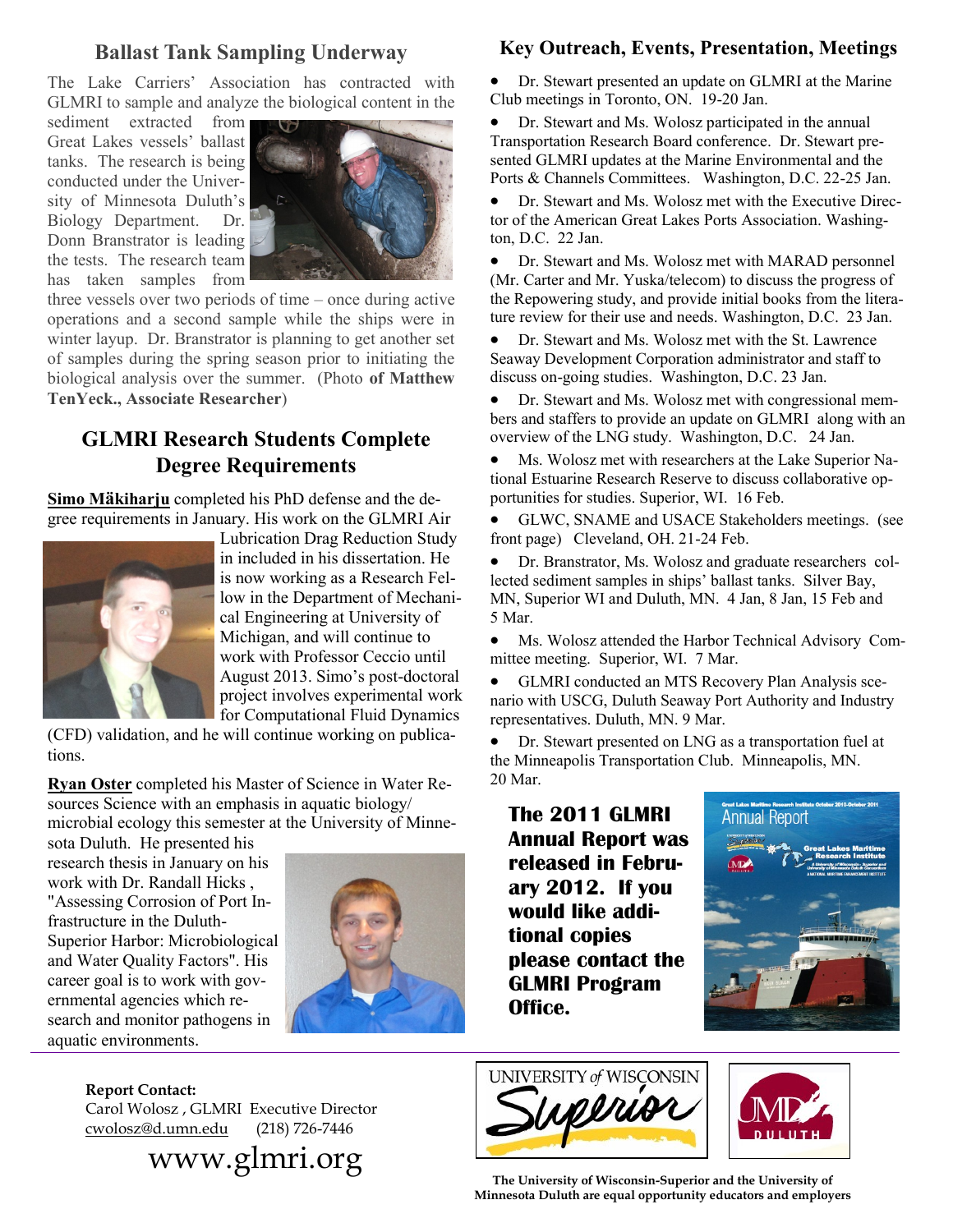## Ballast Tank Sampling Underway

The Lake Carriers' Association has contracted with GLMRI to sample and analyze the biological content in the sediment extracted from Great Lakes vessels' ballast tanks. The research is being conducted under the University of Minnesota Duluth's Biology Department. Dr. Donn Branstrator is leading the tests. The research team has taken samples from three vessels over two periods of time – once during active operations and a second sample while the ships were in winter layup. Dr. Branstrator is planning to get another set of samples during the spring season prior to initiating the biological analysis over the summer. (Photo **of Matthew TenYeck., Associate Researcher**)

## GLMRI Research Students Complete Degree Requirements

**Simo Mäkiharju** completed his PhD defense and the degree requirements in January. His work on the GLMRI Air Lubrication Drag Reduction Study in included in his dissertation. He is now working as a Research Fellow in the Department of Mechanical Engineering at University of Michigan, and will continue to work with Professor Ceccio until August 2013. Simo's post-doctoral project involves experimental work for Computational Fluid Dynamics (CFD) validation, and he will continue working on publications.

**Ryan Oster** completed his Master of Science in Water Resources Science with an emphasis in aquatic biology/ microbial ecology this semester at the University of Minnesota Duluth. He presented his research thesis in January on his work with Dr. Randall Hicks , "Assessing Corrosion of Port Infrastructure in the Duluth-Superior Harbor: Microbiological and Water Quality Factors". His career goal is to work with governmental agencies which research and monitor pathogens in aquatic environments.

## Key Outreach, Events, Presentation, Meetings

- Dr. Stewart presented an update on GLMRI at the Marine Club meetings in Toronto, ON. 19-20 Jan.
- Dr. Stewart and Ms. Wolosz participated in the annual Transportation Research Board conference. Dr. Stewart presented GLMRI updates at the Marine Environmental and the Ports & Channels Committees. Washington, D.C. 22-25 Jan.
- Dr. Stewart and Ms. Wolosz met with the Executive Director of the American Great Lakes Ports Association. Washington, D.C. 22 Jan.
- Dr. Stewart and Ms. Wolosz met with MARAD personnel (Mr. Carter and Mr. Yuska/telecom) to discuss the progress of the Repowering study, and provide initial books from the literature review for their use and needs. Washington, D.C. 23 Jan.
- Dr. Stewart and Ms. Wolosz met with the St. Lawrence Seaway Development Corporation administrator and staff to discuss on-going studies. Washington, D.C. 23 Jan.
- Dr. Stewart and Ms. Wolosz met with congressional members and staffers to provide an update on GLMRI along with an overview of the LNG study. Washington, D.C. 24 Jan.
- Ms. Wolosz met with researchers at the Lake Superior National Estuarine Research Reserve to discuss collaborative opportunities for studies. Superior, WI. 16 Feb.
- GLWC, SNAME and USACE Stakeholders meetings. (see front page) Cleveland, OH. 21-24 Feb.
- Dr. Branstrator, Ms. Wolosz and graduate researchers collected sediment samples in ships' ballast tanks. Silver Bay, MN, Superior WI and Duluth, MN. 4 Jan, 8 Jan, 15 Feb and 5 Mar.
- Ms. Wolosz attended the Harbor Technical Advisory Committee meeting. Superior, WI. 7 Mar.
- GLMRI conducted an MTS Recovery Plan Analysis scenario with USCG, Duluth Seaway Port Authority and Industry representatives. Duluth, MN. 9 Mar.
- Dr. Stewart presented on LNG as a transportation fuel at the Minneapolis Transportation Club. Minneapolis, MN. 20 Mar.

**The 2011 GLMRI Annual Report was released in February 2012. If you would like additional copies please contact the GLMRI Program Office.**

**Report Contact:**
Carol Wolosz , GLMRI Executive Director
cwolosz@d.umn.edu (218) 726-7446

www.glmri.org

**The University of Wisconsin-Superior and the University of Minnesota Duluth are equal opportunity educators and employers**